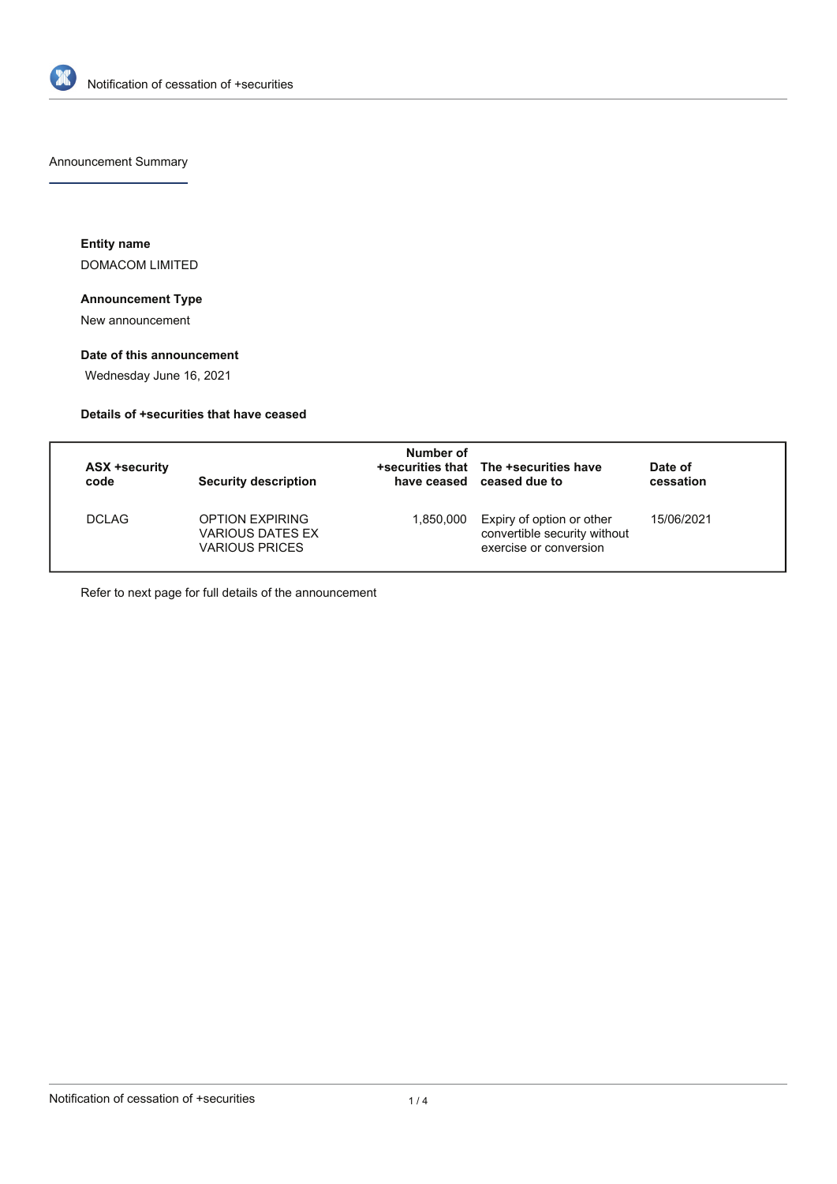# Notification of cessation of +securities

## Announcement Summary

**Entity name**

DOMACOM LIMITED

**Announcement Type**

New announcement

**Date of this announcement**

Wednesday June 16, 2021

**Details of +securities that have ceased**

| ASX +security code | Security description | Number of +securities that have ceased | The +securities have ceased due to | Date of cessation |
| --- | --- | --- | --- | --- |
| DCLAG | OPTION EXPIRING VARIOUS DATES EX VARIOUS PRICES | 1,850,000 | Expiry of option or other convertible security without exercise or conversion | 15/06/2021 |

Refer to next page for full details of the announcement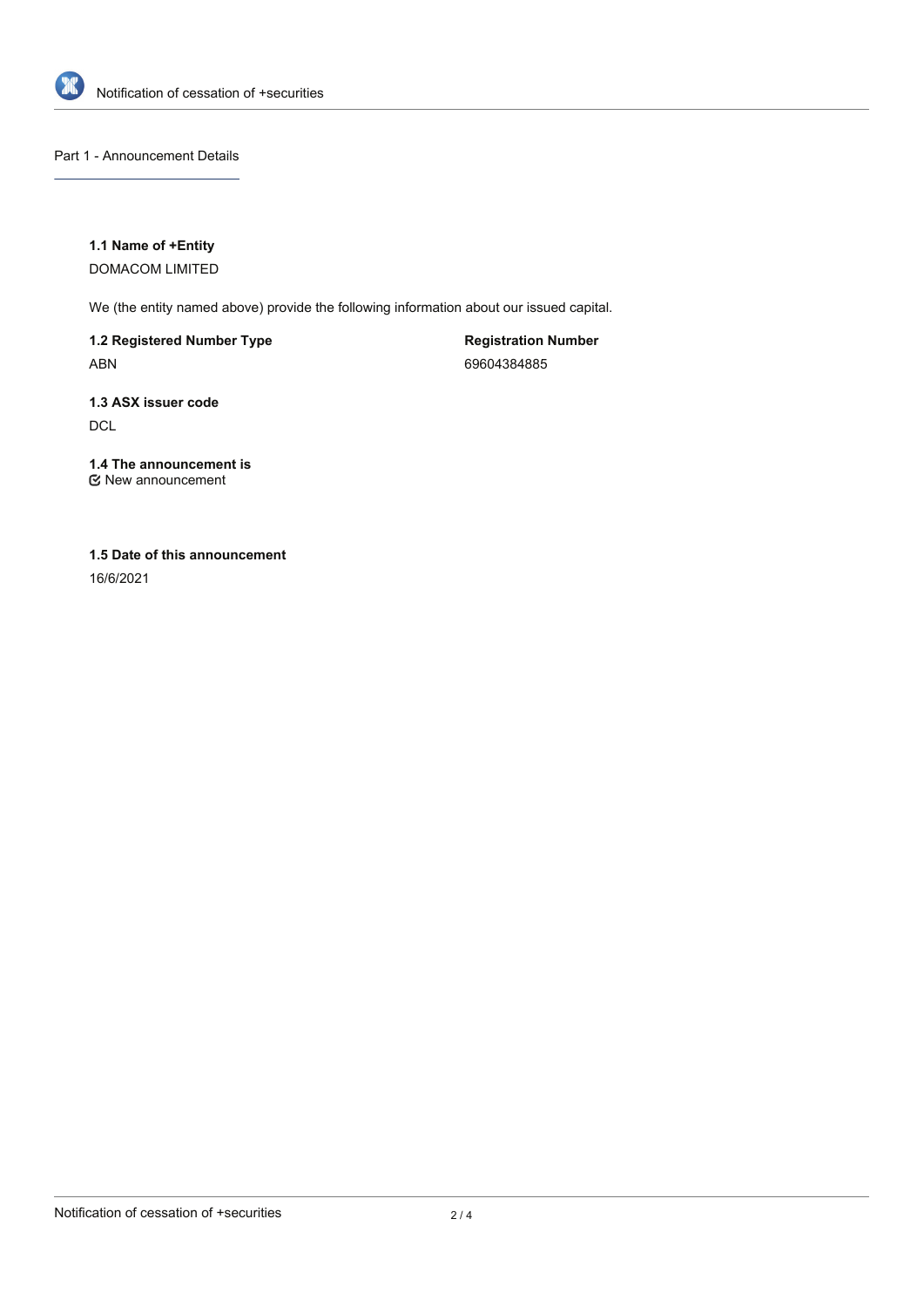## Part 1 - Announcement Details

**1.1 Name of +Entity**

DOMACOM LIMITED

We (the entity named above) provide the following information about our issued capital.

**1.2 Registered Number Type**

ABN

**Registration Number**

69604384885

**1.3 ASX issuer code**

DCL

**1.4 The announcement is**

New announcement

**1.5 Date of this announcement**

16/6/2021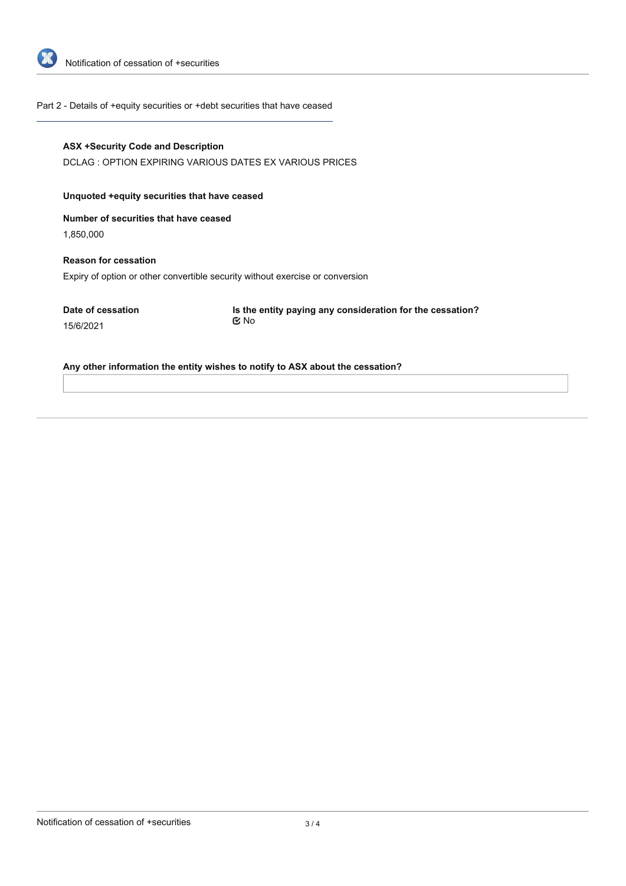## Part 2 - Details of +equity securities or +debt securities that have ceased

**ASX +Security Code and Description**

DCLAG : OPTION EXPIRING VARIOUS DATES EX VARIOUS PRICES

**Unquoted +equity securities that have ceased**

**Number of securities that have ceased**

1,850,000

**Reason for cessation**

Expiry of option or other convertible security without exercise or conversion

**Date of cessation**

15/6/2021

**Is the entity paying any consideration for the cessation?**

No

**Any other information the entity wishes to notify to ASX about the cessation?**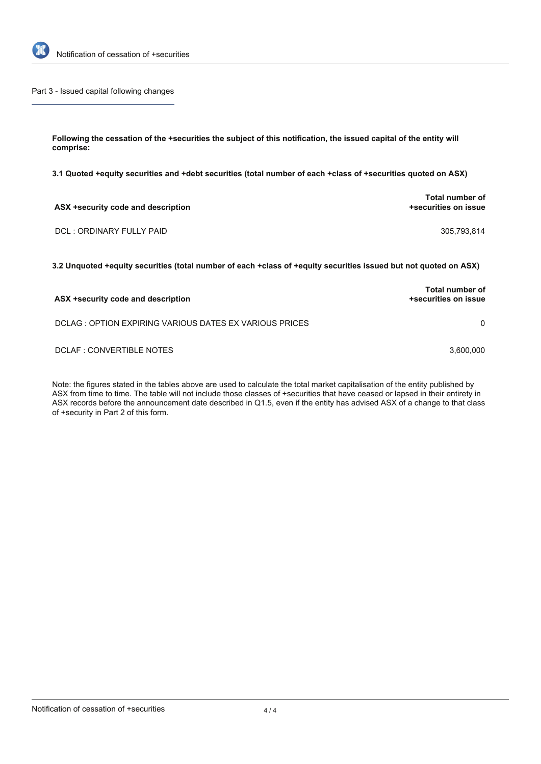## Part 3 - Issued capital following changes

**Following the cessation of the +securities the subject of this notification, the issued capital of the entity will comprise:**

**3.1 Quoted +equity securities and +debt securities (total number of each +class of +securities quoted on ASX)**

| ASX +security code and description | Total number of +securities on issue |
|---|---|
| DCL : ORDINARY FULLY PAID | 305,793,814 |

**3.2 Unquoted +equity securities (total number of each +class of +equity securities issued but not quoted on ASX)**

| ASX +security code and description | Total number of +securities on issue |
|---|---|
| DCLAG : OPTION EXPIRING VARIOUS DATES EX VARIOUS PRICES | 0 |
| DCLAF : CONVERTIBLE NOTES | 3,600,000 |

Note: the figures stated in the tables above are used to calculate the total market capitalisation of the entity published by ASX from time to time. The table will not include those classes of +securities that have ceased or lapsed in their entirety in ASX records before the announcement date described in Q1.5, even if the entity has advised ASX of a change to that class of +security in Part 2 of this form.